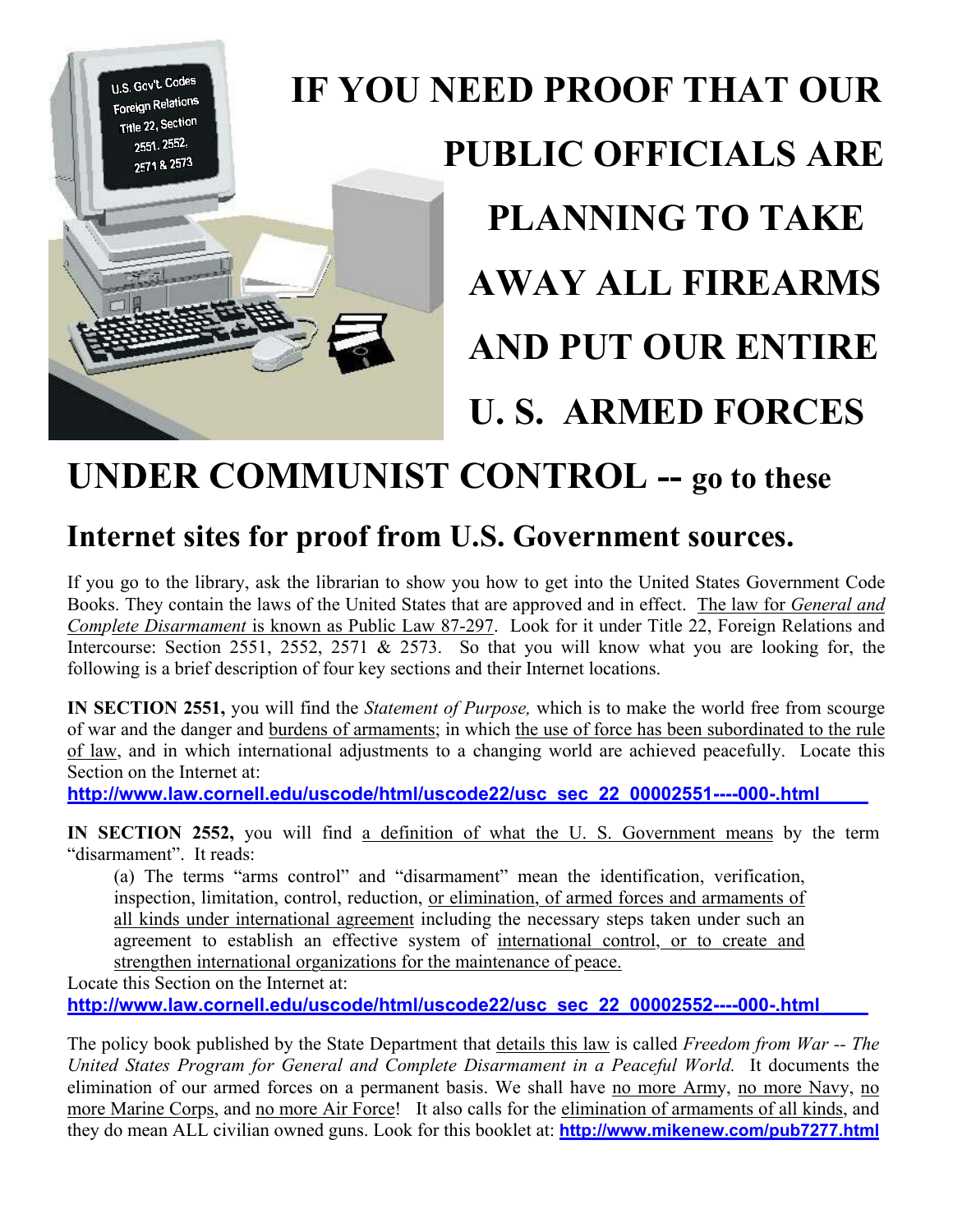# IF YOU NEED PROOF THAT OUR PUBLIC OFFICIALS ARE PLANNING TO TAKE AWAY ALL FIREARMS AND PUT OUR ENTIRE U. S. ARMED FORCES UNDER COMMUNIST CONTROL -- go to these Internet sites for proof from U.S. Government sources.

If you go to the library, ask the librarian to show you how to get into the United States Government Code Books. They contain the laws of the United States that are approved and in effect. The law for *General and Complete Disarmament* is known as Public Law 87-297. Look for it under Title 22, Foreign Relations and Intercourse: Section 2551, 2552, 2571 & 2573. So that you will know what you are looking for, the following is a brief description of four key sections and their Internet locations.

**IN SECTION 2551,** you will find the *Statement of Purpose,* which is to make the world free from scourge of war and the danger and burdens of armaments; in which the use of force has been subordinated to the rule of law, and in which international adjustments to a changing world are achieved peacefully. Locate this Section on the Internet at:
**http://www.law.cornell.edu/uscode/html/uscode22/usc_sec_22_00002551----000-.html**

**IN SECTION 2552,** you will find a definition of what the U. S. Government means by the term "disarmament". It reads:

> (a) The terms "arms control" and "disarmament" mean the identification, verification, inspection, limitation, control, reduction, or elimination, of armed forces and armaments of all kinds under international agreement including the necessary steps taken under such an agreement to establish an effective system of international control, or to create and strengthen international organizations for the maintenance of peace.

Locate this Section on the Internet at:
**http://www.law.cornell.edu/uscode/html/uscode22/usc_sec_22_00002552----000-.html**

The policy book published by the State Department that details this law is called *Freedom from War -- The United States Program for General and Complete Disarmament in a Peaceful World.* It documents the elimination of our armed forces on a permanent basis. We shall have no more Army, no more Navy, no more Marine Corps, and no more Air Force! It also calls for the elimination of armaments of all kinds, and they do mean ALL civilian owned guns. Look for this booklet at: **http://www.mikenew.com/pub7277.html**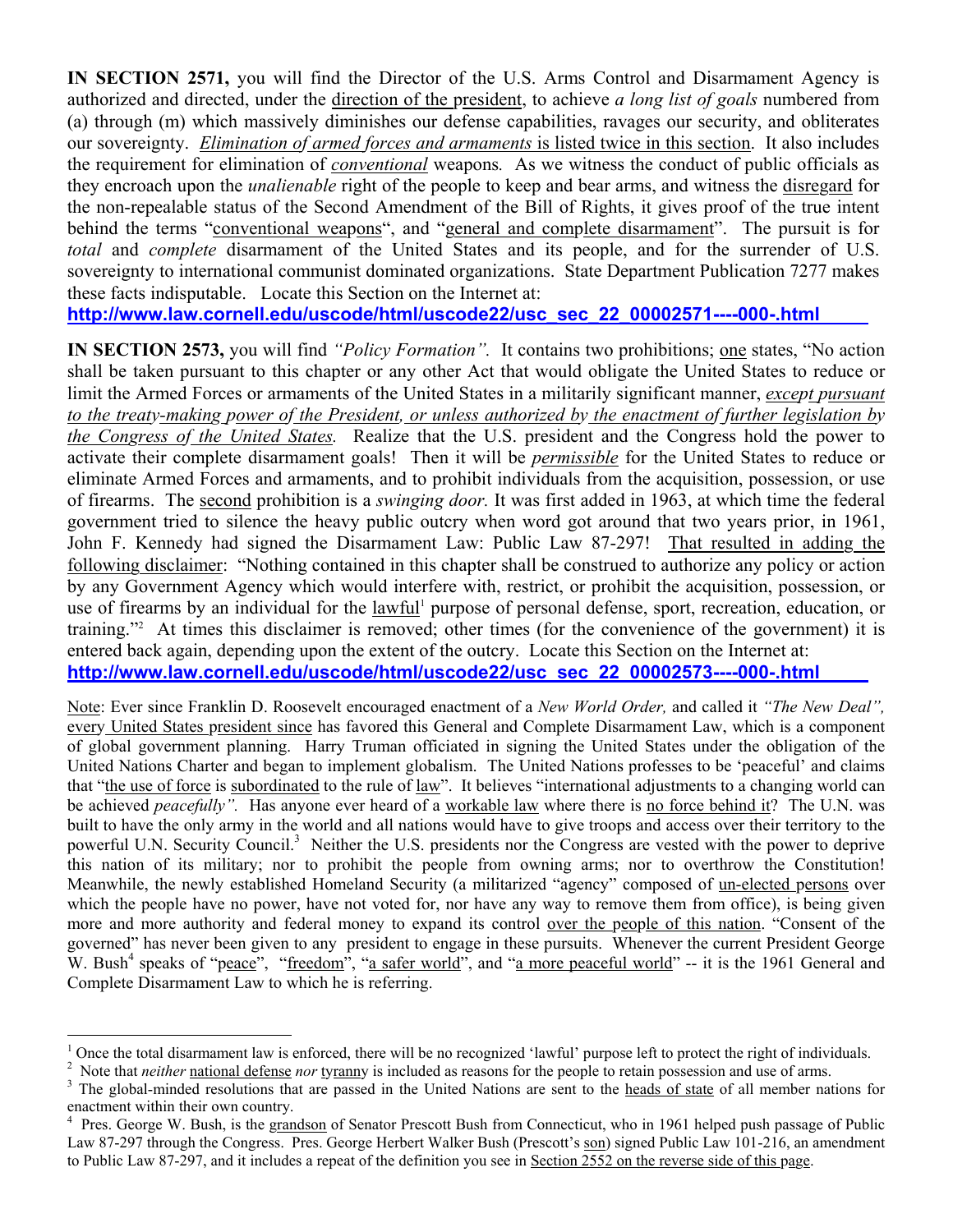**IN SECTION 2571,** you will find the Director of the U.S. Arms Control and Disarmament Agency is authorized and directed, under the direction of the president, to achieve *a long list of goals* numbered from (a) through (m) which massively diminishes our defense capabilities, ravages our security, and obliterates our sovereignty. *Elimination of armed forces and armaments* is listed twice in this section. It also includes the requirement for elimination of *conventional* weapons*.* As we witness the conduct of public officials as they encroach upon the *unalienable* right of the people to keep and bear arms, and witness the disregard for the non-repealable status of the Second Amendment of the Bill of Rights, it gives proof of the true intent behind the terms "conventional weapons", and "general and complete disarmament". The pursuit is for *total* and *complete* disarmament of the United States and its people, and for the surrender of U.S. sovereignty to international communist dominated organizations. State Department Publication 7277 makes these facts indisputable. Locate this Section on the Internet at:
**http://www.law.cornell.edu/uscode/html/uscode22/usc_sec_22_00002571----000-.html**

**IN SECTION 2573,** you will find *"Policy Formation".* It contains two prohibitions; one states, "No action shall be taken pursuant to this chapter or any other Act that would obligate the United States to reduce or limit the Armed Forces or armaments of the United States in a militarily significant manner, *except pursuant to the treaty-making power of the President, or unless authorized by the enactment of further legislation by the Congress of the United States.* Realize that the U.S. president and the Congress hold the power to activate their complete disarmament goals! Then it will be *permissible* for the United States to reduce or eliminate Armed Forces and armaments, and to prohibit individuals from the acquisition, possession, or use of firearms. The second prohibition is a *swinging door.* It was first added in 1963, at which time the federal government tried to silence the heavy public outcry when word got around that two years prior, in 1961, John F. Kennedy had signed the Disarmament Law: Public Law 87-297! That resulted in adding the following disclaimer: "Nothing contained in this chapter shall be construed to authorize any policy or action by any Government Agency which would interfere with, restrict, or prohibit the acquisition, possession, or use of firearms by an individual for the lawful[1] purpose of personal defense, sport, recreation, education, or training."[2] At times this disclaimer is removed; other times (for the convenience of the government) it is entered back again, depending upon the extent of the outcry. Locate this Section on the Internet at:
**http://www.law.cornell.edu/uscode/html/uscode22/usc_sec_22_00002573----000-.html**

Note: Ever since Franklin D. Roosevelt encouraged enactment of a *New World Order,* and called it *"The New Deal",* every United States president since has favored this General and Complete Disarmament Law, which is a component of global government planning. Harry Truman officiated in signing the United States under the obligation of the United Nations Charter and began to implement globalism. The United Nations professes to be 'peaceful' and claims that "the use of force is subordinated to the rule of law". It believes "international adjustments to a changing world can be achieved *peacefully".* Has anyone ever heard of a workable law where there is no force behind it? The U.N. was built to have the only army in the world and all nations would have to give troops and access over their territory to the powerful U.N. Security Council.[3] Neither the U.S. presidents nor the Congress are vested with the power to deprive this nation of its military; nor to prohibit the people from owning arms; nor to overthrow the Constitution! Meanwhile, the newly established Homeland Security (a militarized "agency" composed of un-elected persons over which the people have no power, have not voted for, nor have any way to remove them from office), is being given more and more authority and federal money to expand its control over the people of this nation. "Consent of the governed" has never been given to any president to engage in these pursuits. Whenever the current President George W. Bush[4] speaks of "peace", "freedom", "a safer world", and "a more peaceful world" -- it is the 1961 General and Complete Disarmament Law to which he is referring.

---

[1] Once the total disarmament law is enforced, there will be no recognized 'lawful' purpose left to protect the right of individuals.

[2] Note that *neither* national defense *nor* tyranny is included as reasons for the people to retain possession and use of arms.

[3] The global-minded resolutions that are passed in the United Nations are sent to the heads of state of all member nations for enactment within their own country.

[4] Pres. George W. Bush, is the grandson of Senator Prescott Bush from Connecticut, who in 1961 helped push passage of Public Law 87-297 through the Congress. Pres. George Herbert Walker Bush (Prescott's son) signed Public Law 101-216, an amendment to Public Law 87-297, and it includes a repeat of the definition you see in Section 2552 on the reverse side of this page.